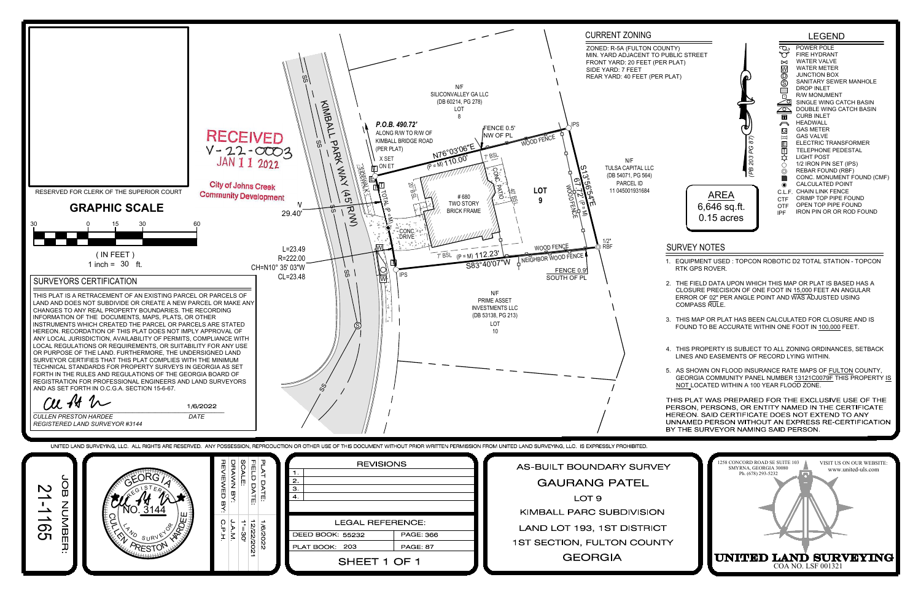RESERVED FOR CLERK OF THE SUPERIOR COURT

RECEIVED
V-22-0003
JAN 11 2022
City of Johns Creek Community Development

## GRAPHIC SCALE

30 0 15 30 60

( IN FEET )
1 inch = 30 ft.

## SURVEYORS CERTIFICATION

THIS PLAT IS A RETRACEMENT OF AN EXISTING PARCEL OR PARCELS OF LAND AND DOES NOT SUBDIVIDE OR CREATE A NEW PARCEL OR MAKE ANY CHANGES TO ANY REAL PROPERTY BOUNDARIES. THE RECORDING INFORMATION OF THE DOCUMENTS, MAPS, PLATS, OR OTHER INSTRUMENTS WHICH CREATED THE PARCEL OR PARCELS ARE STATED HEREON. RECORDATION OF THIS PLAT DOES NOT IMPLY APPROVAL OF ANY LOCAL JURISDICTION, AVAILABILITY OF PERMITS, COMPLIANCE WITH LOCAL REGULATIONS OR REQUIREMENTS, OR SUITABILITY FOR ANY USE OR PURPOSE OF THE LAND. FURTHERMORE, THE UNDERSIGNED LAND SURVEYOR CERTIFIES THAT THIS PLAT COMPLIES WITH THE MINIMUM TECHNICAL STANDARDS FOR PROPERTY SURVEYS IN GEORGIA AS SET FORTH IN THE RULES AND REGULATIONS OF THE GEORGIA BOARD OF REGISTRATION FOR PROFESSIONAL ENGINEERS AND LAND SURVEYORS AND AS SET FORTH IN O.C.G.A. SECTION 15-6-67.

1/6/2022

*CULLEN PRESTON HARDEE* — *DATE*
*REGISTERED LAND SURVEYOR #3144*

P.O.B. 490.72'
ALONG R/W TO R/W OF KIMBALL BRIDGE ROAD (PER PLAT)

X SET ON ET

KIMBALL PARK WAY (45' R/W)

N/F SILICONVALLEY GA LLC (DB 60214, PG 278) LOT 8

FENCE 0.5' NW OF PL

N76°03'06"E (P = M) 110.00'

WOOD FENCE

IPS

S13°56'54"E 67.72' (P = M)

WOOD FENCE

N/F TULSA CAPITAL LLC (DB 54071, PG 564) PARCEL ID 11 045001931684

LOT 9

# 680 TWO STORY BRICK FRAME

CONC. PATIO

CONC. DRIVE

20' B.SL — 7' BSL — 40' BSL — 7' BSL

TOTAL (P = M)

5' SIDEWALK

29.40'

L=23.49
R=222.00
CH=N10° 35' 03"W
CL=23.48

IPS

(P = M) 112.23'
S83°40'07"W

WOOD FENCE
NEIGHBOR WOOD FENCE

FENCE 0.9' SOUTH OF PL

1/2" RBF

N/F PRIME ASSET INVESTMENTS LLC (DB 53138, PG 213) LOT 10

(PB 203 PG 87)

## CURRENT ZONING

ZONED: R-5A (FULTON COUNTY)
MIN. YARD ADJACENT TO PUBLIC STREET
FRONT YARD: 20 FEET (PER PLAT)
SIDE YARD: 7 FEET
REAR YARD: 40 FEET (PER PLAT)

**AREA**
6,646 sq.ft.
0.15 acres

## LEGEND

- POWER POLE
- FIRE HYDRANT
- WATER VALVE
- WATER METER
- JUNCTION BOX
- SANITARY SEWER MANHOLE
- DROP INLET
- R/W MONUMENT
- SINGLE WING CATCH BASIN
- DOUBLE WING CATCH BASIN
- CURB INLET
- HEADWALL
- GAS METER
- GAS VALVE
- ELECTRIC TRANSFORMER
- TELEPHONE PEDESTAL
- LIGHT POST
- 1/2 IRON PIN SET (IPS)
- REBAR FOUND (RBF)
- CONC. MONUMENT FOUND (CMF)
- CALCULATED POINT
- C.L.F. CHAIN LINK FENCE
- CTF CRIMP TOP PIPE FOUND
- OTF OPEN TOP PIPE FOUND
- IPF IRON PIN OR OR ROD FOUND

## SURVEY NOTES

1. EQUIPMENT USED : TOPCON ROBOTIC D2 TOTAL STATION - TOPCON RTK GPS ROVER.
2. THE FIELD DATA UPON WHICH THIS MAP OR PLAT IS BASED HAS A CLOSURE PRECISION OF ONE FOOT IN 15,000 FEET AN ANGULAR ERROR OF 02" PER ANGLE POINT AND WAS ADJUSTED USING COMPASS RULE.
3. THIS MAP OR PLAT HAS BEEN CALCULATED FOR CLOSURE AND IS FOUND TO BE ACCURATE WITHIN ONE FOOT IN 100,000 FEET.
4. THIS PROPERTY IS SUBJECT TO ALL ZONING ORDINANCES, SETBACK LINES AND EASEMENTS OF RECORD LYING WITHIN.
5. AS SHOWN ON FLOOD INSURANCE RATE MAPS OF FULTON COUNTY, GEORGIA COMMUNITY PANEL NUMBER 13121C0079F THIS PROPERTY IS NOT LOCATED WITHIN A 100 YEAR FLOOD ZONE.

THIS PLAT WAS PREPARED FOR THE EXCLUSIVE USE OF THE PERSON, PERSONS, OR ENTITY NAMED IN THE CERTIFICATE HEREON. SAID CERTIFICATE DOES NOT EXTEND TO ANY UNNAMED PERSON WITHOUT AN EXPRESS RE-CERTIFICATION BY THE SURVEYOR NAMING SAID PERSON.

UNITED LAND SURVEYING, LLC. ALL RIGHTS ARE RESERVED. ANY POSSESSION, REPRODUCTION OR OTHER USE OF THIS DOCUMENT WITHOUT PRIOR WRITTEN PERMISSION FROM UNITED LAND SURVEYING, LLC. IS EXPRESSLY PROHIBITED.

JOB NUMBER: 21-1165

GEORGIA REGISTERED LAND SURVEYOR NO. 3144 CULLEN PRESTON HARDEE

| | |
|---|---|
| PLAT DATE: | 1/6/2022 |
| FIELD DATE: | 12/22/2021 |
| SCALE: | 1" = 30' |
| DRAWN BY: | J.A.M. |
| REVIEWED BY: | C.P.H. |

REVISIONS

1.
2.
3.
4.

| LEGAL REFERENCE: | |
|---|---|
| DEED BOOK: 55232 | PAGE: 366 |
| PLAT BOOK: 203 | PAGE: 87 |

SHEET 1 OF 1

AS-BUILT BOUNDARY SURVEY
GAURANG PATEL
LOT 9
KIMBALL PARC SUBDIVISION
LAND LOT 193, 1ST DISTRICT
1ST SECTION, FULTON COUNTY
GEORGIA

1258 CONCORD ROAD SE SUITE 103
SMYRNA, GEORGIA 30080
Ph. (678) 293-5232

VISIT US ON OUR WEBSITE:
www.united-uls.com

**UNITED LAND SURVEYING**
COA NO. LSF 001321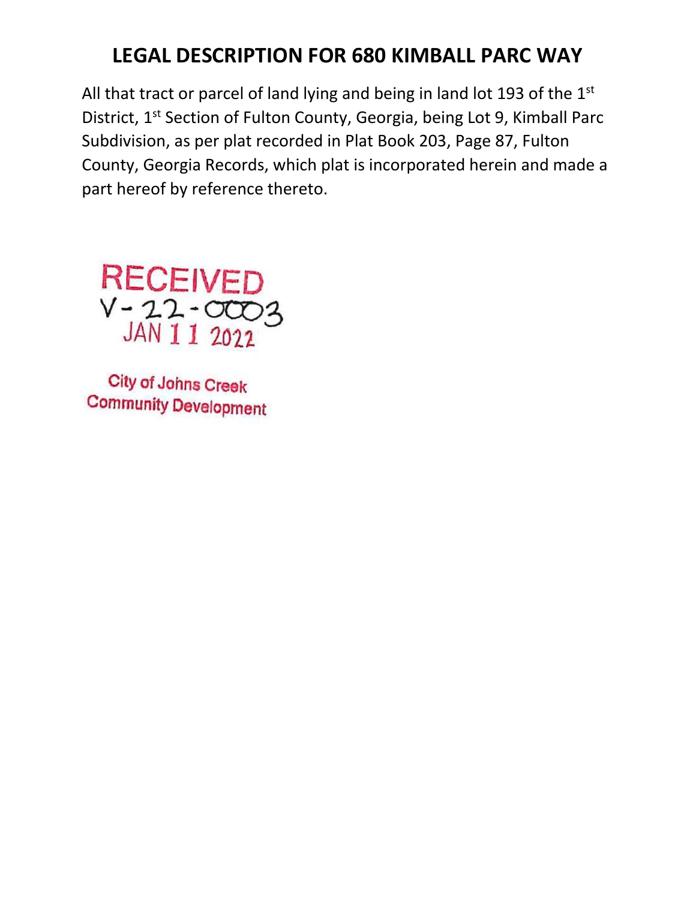# LEGAL DESCRIPTION FOR 680 KIMBALL PARC WAY

All that tract or parcel of land lying and being in land lot 193 of the 1st District, 1st Section of Fulton County, Georgia, being Lot 9, Kimball Parc Subdivision, as per plat recorded in Plat Book 203, Page 87, Fulton County, Georgia Records, which plat is incorporated herein and made a part hereof by reference thereto.

RECEIVED
V-22-0003
JAN 11 2022

City of Johns Creek
Community Development